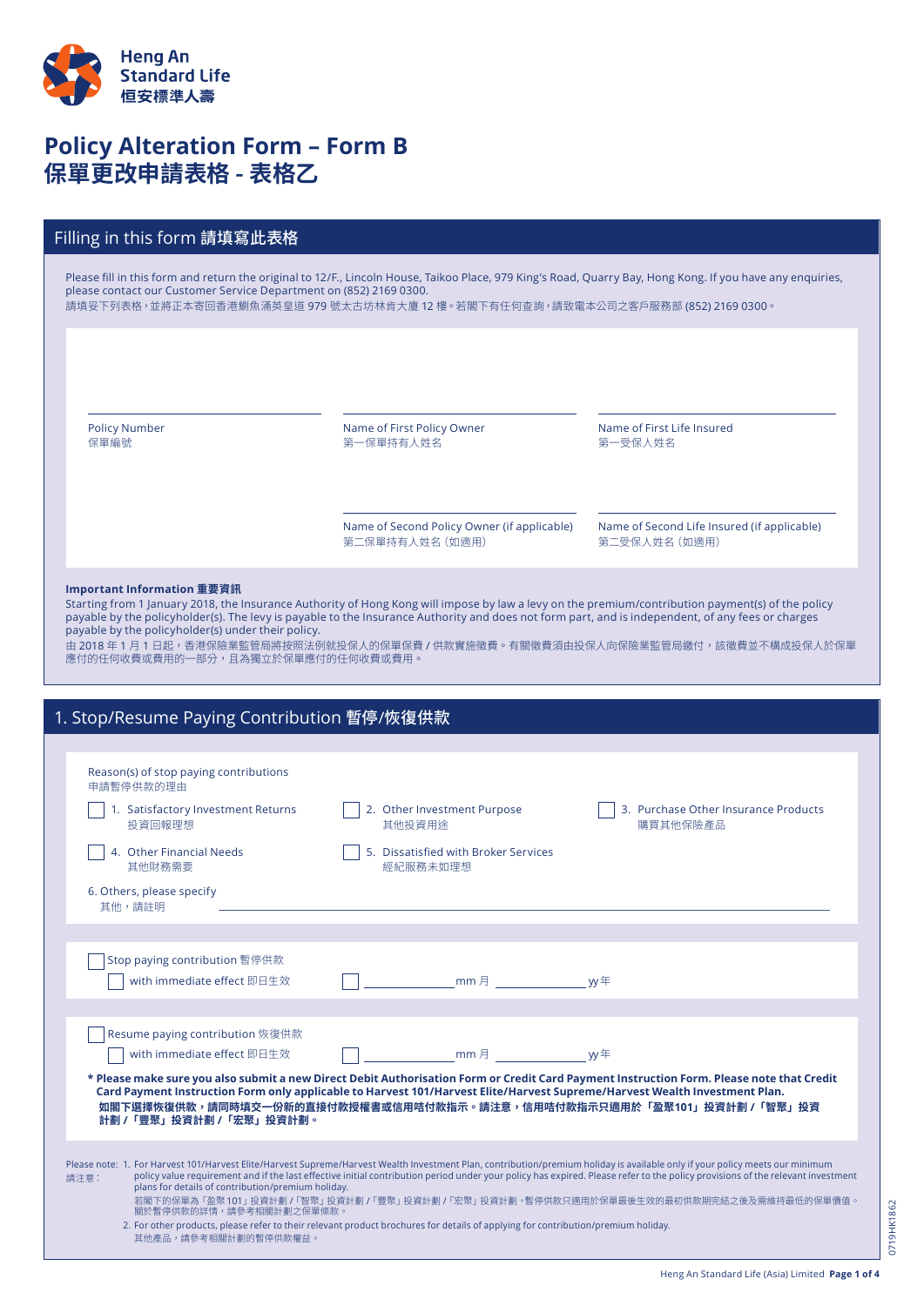Heng An Standard Life
恒安標準人壽

# Policy Alteration Form – Form B
# 保單更改申請表格 - 表格乙

## Filling in this form 請填寫此表格

Please fill in this form and return the original to 12/F., Lincoln House, Taikoo Place, 979 King's Road, Quarry Bay, Hong Kong. If you have any enquiries, please contact our Customer Service Department on (852) 2169 0300.
請填妥下列表格，並將正本寄回香港鰂魚涌英皇道 979 號太古坊林肯大廈 12 樓。若閣下有任何查詢，請致電本公司之客戶服務部 (852) 2169 0300。

Policy Number
保單編號
\_\_\_\_\_\_\_\_\_\_\_\_\_\_\_\_\_\_\_\_

Name of First Policy Owner
第一保單持有人姓名
\_\_\_\_\_\_\_\_\_\_\_\_\_\_\_\_\_\_\_\_

Name of First Life Insured
第一受保人姓名
\_\_\_\_\_\_\_\_\_\_\_\_\_\_\_\_\_\_\_\_

Name of Second Policy Owner (if applicable)
第二保單持有人姓名（如適用）
\_\_\_\_\_\_\_\_\_\_\_\_\_\_\_\_\_\_\_\_

Name of Second Life Insured (if applicable)
第二受保人姓名（如適用）
\_\_\_\_\_\_\_\_\_\_\_\_\_\_\_\_\_\_\_\_

**Important Information 重要資訊**

Starting from 1 January 2018, the Insurance Authority of Hong Kong will impose by law a levy on the premium/contribution payment(s) of the policy payable by the policyholder(s). The levy is payable to the Insurance Authority and does not form part, and is independent, of any fees or charges payable by the policyholder(s) under their policy.
由 2018 年 1 月 1 日起，香港保險業監管局將按照法例就投保人的保單保費 / 供款實施徵費。有關徵費須由投保人向保險業監管局繳付，該徵費並不構成投保人於保單應付的任何收費或費用的一部分，且為獨立於保單應付的任何收費或費用。

## 1. Stop/Resume Paying Contribution 暫停/恢復供款

Reason(s) of stop paying contributions
申請暫停供款的理由

- ☐ 1. Satisfactory Investment Returns 投資回報理想
- ☐ 2. Other Investment Purpose 其他投資用途
- ☐ 3. Purchase Other Insurance Products 購買其他保險產品
- ☐ 4. Other Financial Needs 其他財務需要
- ☐ 5. Dissatisfied with Broker Services 經紀服務未如理想

6. Others, please specify 其他，請註明 \_\_\_\_\_\_\_\_\_\_\_\_\_\_\_\_\_\_\_\_\_\_\_\_\_\_\_\_\_\_\_\_\_\_\_\_\_\_\_\_

☐ Stop paying contribution 暫停供款
☐ with immediate effect 即日生效 ☐ \_\_\_\_\_\_\_\_\_\_ mm 月 \_\_\_\_\_\_\_\_\_\_ yy 年

☐ Resume paying contribution 恢復供款
☐ with immediate effect 即日生效 ☐ \_\_\_\_\_\_\_\_\_\_ mm 月 \_\_\_\_\_\_\_\_\_\_ yy 年

**\* Please make sure you also submit a new Direct Debit Authorisation Form or Credit Card Payment Instruction Form. Please note that Credit Card Payment Instruction Form only applicable to Harvest 101/Harvest Elite/Harvest Supreme/Harvest Wealth Investment Plan.**
**如閣下選擇恢復供款，請同時填交一份新的直接付款授權書或信用咭付款指示。請注意，信用咭付款指示只適用於「盈聚101」投資計劃 /「智聚」投資計劃 /「豐聚」投資計劃 /「宏聚」投資計劃。**

Please note: 請注意：

1. For Harvest 101/Harvest Elite/Harvest Supreme/Harvest Wealth Investment Plan, contribution/premium holiday is available only if your policy meets our minimum policy value requirement and if the last effective initial contribution period under your policy has expired. Please refer to the policy provisions of the relevant investment plans for details of contribution/premium holiday.
若閣下的保單為「盈聚 101」投資計劃 /「智聚」投資計劃 /「豐聚」投資計劃 /「宏聚」投資計劃，暫停供款只適用於保單最後生效的最初供款期完結之後及需維持最低的保單價值。關於暫停供款的詳情，請參考相關計劃之保單條款。
2. For other products, please refer to their relevant product brochures for details of applying for contribution/premium holiday.
其他產品，請參考相關計劃的暫停供款權益。

0719HK1862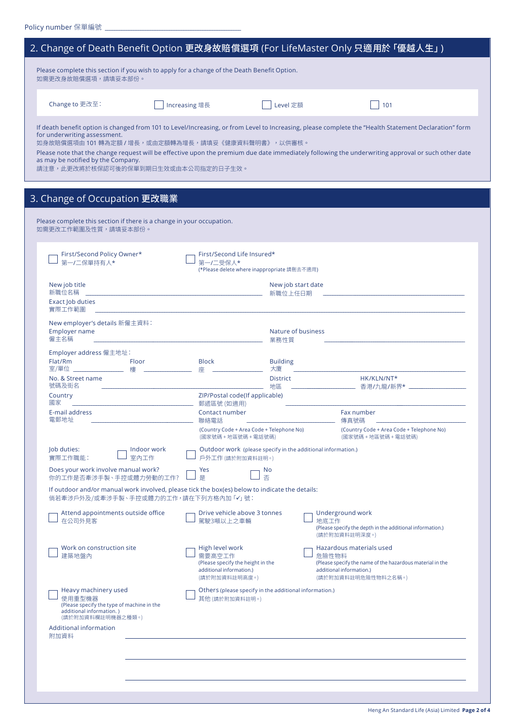Policy number 保單編號 ______________________

## 2. Change of Death Benefit Option 更改身故賠償選項 (For LifeMaster Only 只適用於「優越人生」)

Please complete this section if you wish to apply for a change of the Death Benefit Option.
如需更改身故賠償選項，請填妥本部份。

Change to 更改至： ☐ Increasing 增長 ☐ Level 定額 ☐ 101

If death benefit option is changed from 101 to Level/Increasing, or from Level to Increasing, please complete the "Health Statement Declaration" form for underwriting assessment.
如身故賠償選項由 101 轉為定額 / 增長，或由定額轉為增長，請填妥《健康資料聲明書》，以供審核。

Please note that the change request will be effective upon the premium due date immediately following the underwriting approval or such other date as may be notified by the Company.
請注意，此更改將於核保認可後的保單到期日生效或由本公司指定的日子生效。

## 3. Change of Occupation 更改職業

Please complete this section if there is a change in your occupation.
如需更改工作範圍及性質，請填妥本部份。

☐ First/Second Policy Owner* 第一/二保單持有人*
☐ First/Second Life Insured* 第一/二受保人*
(*Please delete where inappropriate 請刪去不適用)

New job title 新職位名稱 ______________________
New job start date 新職位上任日期 ______________________

Exact Job duties 實際工作範圍 ______________________

New employer's details 新僱主資料：

Employer name 僱主名稱 ______________________
Nature of business 業務性質 ______________________

Employer address 僱主地址：

Flat/Rm 室/單位 ________ Floor 樓 ________ Block 座 ________ Building 大廈 ______________________

No. & Street name 號碼及街名 ______________________ District 地區 ________ HK/KLN/NT* 香港/九龍/新界* ________

Country 國家 ______________________ ZIP/Postal code(If applicable) 郵遞區號 (如適用) ______________________

E-mail address 電郵地址 ______________________

Contact number 聯絡電話 ______________________
(Country Code + Area Code + Telephone No) (國家號碼 + 地區號碼 + 電話號碼)

Fax number 傳真號碼 ______________________
(Country Code + Area Code + Telephone No) (國家號碼 + 地區號碼 + 電話號碼)

Job duties: 實際工作職能： ☐ Indoor work 室內工作 ☐ Outdoor work (please specify in the additional information.) 戶外工作 (請於附加資料註明。)

Does your work involve manual work? 你的工作是否牽涉手製、手控或體力勞動的工作? ☐ Yes 是 ☐ No 否

If outdoor and/or manual work involved, please tick the box(es) below to indicate the details:
倘若牽涉戶外及/或牽涉手製、手控或體力的工作，請在下列方格內加「✓」號：

☐ Attend appointments outside office 在公司外見客

☐ Drive vehicle above 3 tonnes 駕駛3噸以上之車輛

☐ Underground work 地底工作 (Please specify the depth in the additional information.) (請於附加資料註明深度。)

☐ Work on construction site 建築地盤內

☐ High level work 需要高空工作 (Please specify the height in the additional information.) (請於附加資料註明高度。)

☐ Hazardous materials used 危險性物料 (Please specify the name of the hazardous material in the additional information.) (請於附加資料註明危險性物料之名稱。)

☐ Heavy machinery used 使用重型機器 (Please specify the type of machine in the additional information. ) (請於附加資料欄註明機器之種類。)

☐ Others (please specify in the additional information.) 其他 (請於附加資料註明。)

Additional information 附加資料 ______________________

______________________

______________________

Heng An Standard Life (Asia) Limited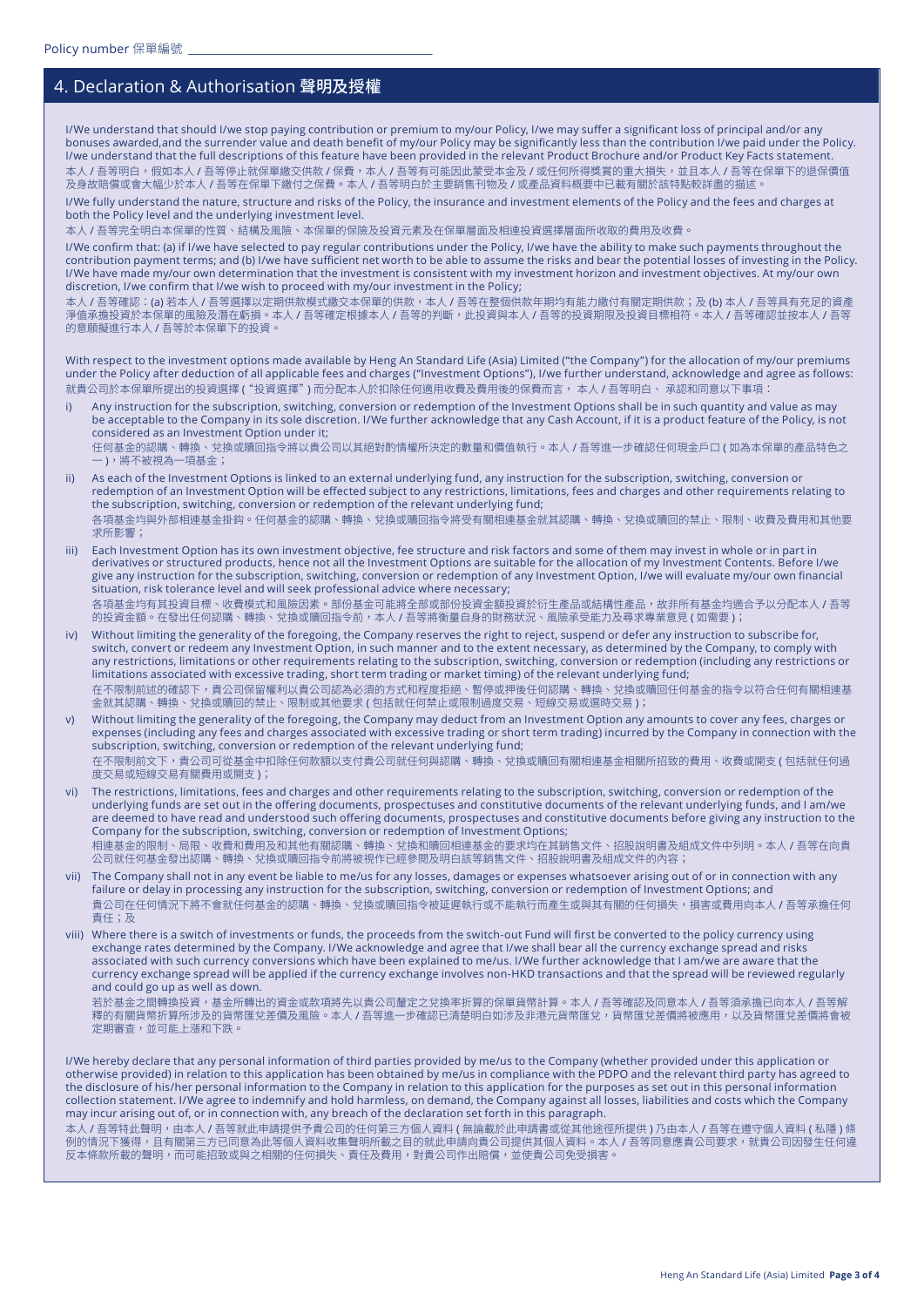Policy number 保單編號 ______________________________

## 4. Declaration & Authorisation 聲明及授權

I/We understand that should I/we stop paying contribution or premium to my/our Policy, I/we may suffer a significant loss of principal and/or any bonuses awarded,and the surrender value and death benefit of my/our Policy may be significantly less than the contribution I/we paid under the Policy. I/We understand that the full descriptions of this feature have been provided in the relevant Product Brochure and/or Product Key Facts statement.

本人 / 吾等明白，假如本人 / 吾等停止就保單繳交供款 / 保費，本人 / 吾等有可能因此蒙受本金及 / 或任何所得獎賞的重大損失，並且本人 / 吾等在保單下的退保價值及身故賠償或會大幅少於本人 / 吾等在保單下繳付之保費。本人 / 吾等明白於主要銷售刊物及 / 或產品資料概要中已載有關於該特點較詳盡的描述。

I/We fully understand the nature, structure and risks of the Policy, the insurance and investment elements of the Policy and the fees and charges at both the Policy level and the underlying investment level.

本人 / 吾等完全明白本保單的性質、結構及風險、本保單的保險及投資元素及在保單層面及相連投資選擇層面所收取的費用及收費。

I/We confirm that: (a) if I/we have selected to pay regular contributions under the Policy, I/we have the ability to make such payments throughout the contribution payment terms; and (b) I/we have sufficient net worth to be able to assume the risks and bear the potential losses of investing in the Policy. I/We have made my/our own determination that the investment is consistent with my/our investment horizon and investment objectives. At my/our own discretion, I/we confirm that I/we wish to proceed with my/our investment in the Policy;

本人 / 吾等確認：(a) 若本人 / 吾等選擇以定期供款模式繳交本保單的供款，本人 / 吾等在整個供款年期均有能力繳付有關定期供款；及 (b) 本人 / 吾等具有充足的資產淨值承擔投資於本保單的風險及潛在虧損。本人 / 吾等確定根據本人 / 吾等的判斷，此投資與本人 / 吾等的投資期限及投資目標相符。本人 / 吾等確認並按本人 / 吾等的意願擬進行本人 / 吾等於本保單下的投資。

With respect to the investment options made available by Heng An Standard Life (Asia) Limited ("the Company") for the allocation of my/our premiums under the Policy after deduction of all applicable fees and charges ("Investment Options"), I/we further understand, acknowledge and agree as follows:

就貴公司於本保單所提出的投資選擇 ("投資選擇") 而分配本人於扣除任何適用收費及費用後的保費而言， 本人 / 吾等明白、 承認和同意以下事項：

i) Any instruction for the subscription, switching, conversion or redemption of the Investment Options shall be in such quantity and value as may be acceptable to the Company in its sole discretion. I/We further acknowledge that any Cash Account, if it is a product feature of the Policy, is not considered as an Investment Option under it;

   任何基金的認購、轉換、兌換或贖回指令將以貴公司以其絕對酌情權所決定的數量和價值執行。本人 / 吾等進一步確認任何現金戶口 ( 如為本保單的產品特色之一 )，將不被視為一項基金；

ii) As each of the Investment Options is linked to an external underlying fund, any instruction for the subscription, switching, conversion or redemption of an Investment Option will be effected subject to any restrictions, limitations, fees and charges and other requirements relating to the subscription, switching, conversion or redemption of the relevant underlying fund;

   各項基金均與外部相連基金掛鈎。任何基金的認購、轉換、兌換或贖回指令將受有關相連基金就其認購、轉換、兌換或贖回的禁止、限制、收費及費用和其他要求所影響；

iii) Each Investment Option has its own investment objective, fee structure and risk factors and some of them may invest in whole or in part in derivatives or structured products, hence not all the Investment Options are suitable for the allocation of my Investment Contents. Before I/we give any instruction for the subscription, switching, conversion or redemption of any Investment Option, I/we will evaluate my/our own financial situation, risk tolerance level and will seek professional advice where necessary;

   各項基金均有其投資目標、收費模式和風險因素。部份基金可能將全部或部份投資金額投資於衍生產品或結構性產品，故非所有基金均適合予以分配本人 / 吾等的投資金額。在發出任何認購、轉換、兌換或贖回指令前，本人 / 吾等將衡量自身的財務狀況、風險承受能力及尋求專業意見 ( 如需要 )；

iv) Without limiting the generality of the foregoing, the Company reserves the right to reject, suspend or defer any instruction to subscribe for, switch, convert or redeem any Investment Option, in such manner and to the extent necessary, as determined by the Company, to comply with any restrictions, limitations or other requirements relating to the subscription, switching, conversion or redemption (including any restrictions or limitations associated with excessive trading, short term trading or market timing) of the relevant underlying fund;

   在不限制前述的確認下，貴公司保留權利以貴公司認為必須的方式和程度拒絕、暫停或押後任何認購、轉換、兌換或贖回任何基金的指令以符合任何有關相連基金就其認購、轉換、兌換或贖回的禁止、限制或其他要求 ( 包括就任何禁止或限制過度交易、短線交易或選時交易 )；

v) Without limiting the generality of the foregoing, the Company may deduct from an Investment Option any amounts to cover any fees, charges or expenses (including any fees and charges associated with excessive trading or short term trading) incurred by the Company in connection with the subscription, switching, conversion or redemption of the relevant underlying fund;

   在不限制前文下，貴公司可從基金中扣除任何款額以支付貴公司就任何與認購、轉換、兌換或贖回有關相連基金相關所招致的費用、收費或開支 ( 包括就任何過度交易或短線交易有關費用或開支 )；

vi) The restrictions, limitations, fees and charges and other requirements relating to the subscription, switching, conversion or redemption of the underlying funds are set out in the offering documents, prospectuses and constitutive documents of the relevant underlying funds, and I am/we are deemed to have read and understood such offering documents, prospectuses and constitutive documents before giving any instruction to the Company for the subscription, switching, conversion or redemption of Investment Options;

   相連基金的限制、局限、收費和費用及和其他有關認購、轉換、兌換和贖回相連基金的要求均在其銷售文件、招股說明書及組成文件中列明。本人 / 吾等在向貴公司就任何基金發出認購、轉換、兌換或贖回指令前將被視作已經參閱及明白該等銷售文件、招股說明書及組成文件的內容；

vii) The Company shall not in any event be liable to me/us for any losses, damages or expenses whatsoever arising out of or in connection with any failure or delay in processing any instruction for the subscription, switching, conversion or redemption of Investment Options; and

   貴公司在任何情況下將不會就任何基金的認購、轉換、兌換或贖回指令被延遲執行或不能執行而產生或與其有關的任何損失，損害或費用向本人 / 吾等承擔任何責任；及

viii) Where there is a switch of investments or funds, the proceeds from the switch-out Fund will first be converted to the policy currency using exchange rates determined by the Company. I/We acknowledge and agree that I/we shall bear all the currency exchange spread and risks associated with such currency conversions which have been explained to me/us. I/We further acknowledge that I am/we are aware that the currency exchange spread will be applied if the currency exchange involves non-HKD transactions and that the spread will be reviewed regularly and could go up as well as down.

   若於基金之間轉換投資，基金所轉出的資金或款項將先以貴公司釐定之兌換率折算的保單貨幣計算。本人 / 吾等確認及同意本人 / 吾等須承擔已向本人 / 吾等解釋的有關貨幣折算所涉及的貨幣匯兌差價及風險。本人 / 吾等進一步確認已清楚明白如涉及非港元貨幣匯兌，貨幣匯兌差價將被應用，以及貨幣匯兌差價將會被定期審查，並可能上漲和下跌。

I/We hereby declare that any personal information of third parties provided by me/us to the Company (whether provided under this application or otherwise provided) in relation to this application has been obtained by me/us in compliance with the PDPO and the relevant third party has agreed to the disclosure of his/her personal information to the Company in relation to this application for the purposes as set out in this personal information collection statement. I/We agree to indemnify and hold harmless, on demand, the Company against all losses, liabilities and costs which the Company may incur arising out of, or in connection with, any breach of the declaration set forth in this paragraph.

本人 / 吾等特此聲明，由本人 / 吾等就此申請提供予貴公司的任何第三方個人資料 ( 無論載於此申請書或從其他途徑所提供 ) 乃由本人 / 吾等在遵守個人資料 ( 私隱 ) 條例的情況下獲得，且有關第三方已同意為此等個人資料收集聲明所載之目的就此申請向貴公司提供其個人資料。本人 / 吾等同意應貴公司要求，就貴公司因發生任何違反本條款所載的聲明，而可能招致或與之相關的任何損失、責任及費用，對貴公司作出賠償，並使貴公司免受損害。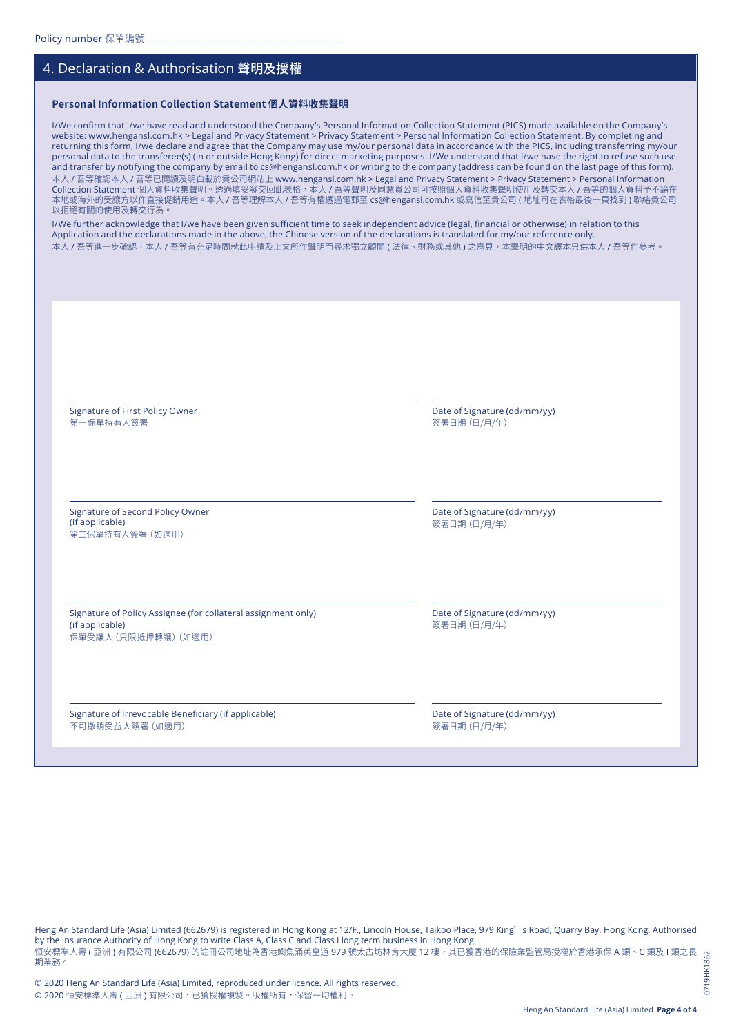Policy number 保單編號 ______________________

## 4. Declaration & Authorisation 聲明及授權

### Personal Information Collection Statement 個人資料收集聲明

I/We confirm that I/we have read and understood the Company's Personal Information Collection Statement (PICS) made available on the Company's website: www.hengansl.com.hk > Legal and Privacy Statement > Privacy Statement > Personal Information Collection Statement. By completing and returning this form, I/we declare and agree that the Company may use my/our personal data in accordance with the PICS, including transferring my/our personal data to the transferee(s) (in or outside Hong Kong) for direct marketing purposes. I/We understand that I/we have the right to refuse such use and transfer by notifying the company by email to cs@hengansl.com.hk or writing to the company (address can be found on the last page of this form).

本人 / 吾等確認本人 / 吾等已閱讀及明白載於貴公司網站上 www.hengansl.com.hk > Legal and Privacy Statement > Privacy Statement > Personal Information Collection Statement 個人資料收集聲明。透過填妥發交回此表格，本人 / 吾等聲明及同意貴公司可按照個人資料收集聲明使用及轉交本人 / 吾等的個人資料予不論在本地或海外的受讓方以作直接促銷用途。本人 / 吾等理解本人 / 吾等有權透過電郵至 cs@hengansl.com.hk 或寫信至貴公司 ( 地址可在表格最後一頁找到 ) 聯絡貴公司以拒絕有關的使用及轉交行為。

I/We further acknowledge that I/we have been given sufficient time to seek independent advice (legal, financial or otherwise) in relation to this Application and the declarations made in the above, the Chinese version of the declarations is translated for my/our reference only.

本人 / 吾等進一步確認，本人 / 吾等有充足時間就此申請及上文所作聲明而尋求獨立顧問 ( 法律、財務或其他 ) 之意見，本聲明的中文譯本只供本人 / 吾等作參考。

______________________

Signature of First Policy Owner
第一保單持有人簽署

______________________

Date of Signature (dd/mm/yy)
簽署日期 (日/月/年)

______________________

Signature of Second Policy Owner (if applicable)
第二保單持有人簽署 (如適用)

______________________

Date of Signature (dd/mm/yy)
簽署日期 (日/月/年)

______________________

Signature of Policy Assignee (for collateral assignment only) (if applicable)
保單受讓人 (只限抵押轉讓) (如適用)

______________________

Date of Signature (dd/mm/yy)
簽署日期 (日/月/年)

______________________

Signature of Irrevocable Beneficiary (if applicable)
不可撤銷受益人簽署 (如適用)

______________________

Date of Signature (dd/mm/yy)
簽署日期 (日/月/年)

Heng An Standard Life (Asia) Limited (662679) is registered in Hong Kong at 12/F., Lincoln House, Taikoo Place, 979 King's Road, Quarry Bay, Hong Kong. Authorised by the Insurance Authority of Hong Kong to write Class A, Class C and Class I long term business in Hong Kong.

恒安標準人壽 ( 亞洲 ) 有限公司 (662679) 的註冊公司地址為香港鰂魚涌英皇道 979 號太古坊林肯大廈 12 樓，其已獲香港的保險業監管局授權於香港承保 A 類、C 類及 I 類之長期業務。

© 2020 Heng An Standard Life (Asia) Limited, reproduced under licence. All rights reserved.
© 2020 恒安標準人壽 ( 亞洲 ) 有限公司，已獲授權複製。版權所有，保留一切權利。

0719HK1862